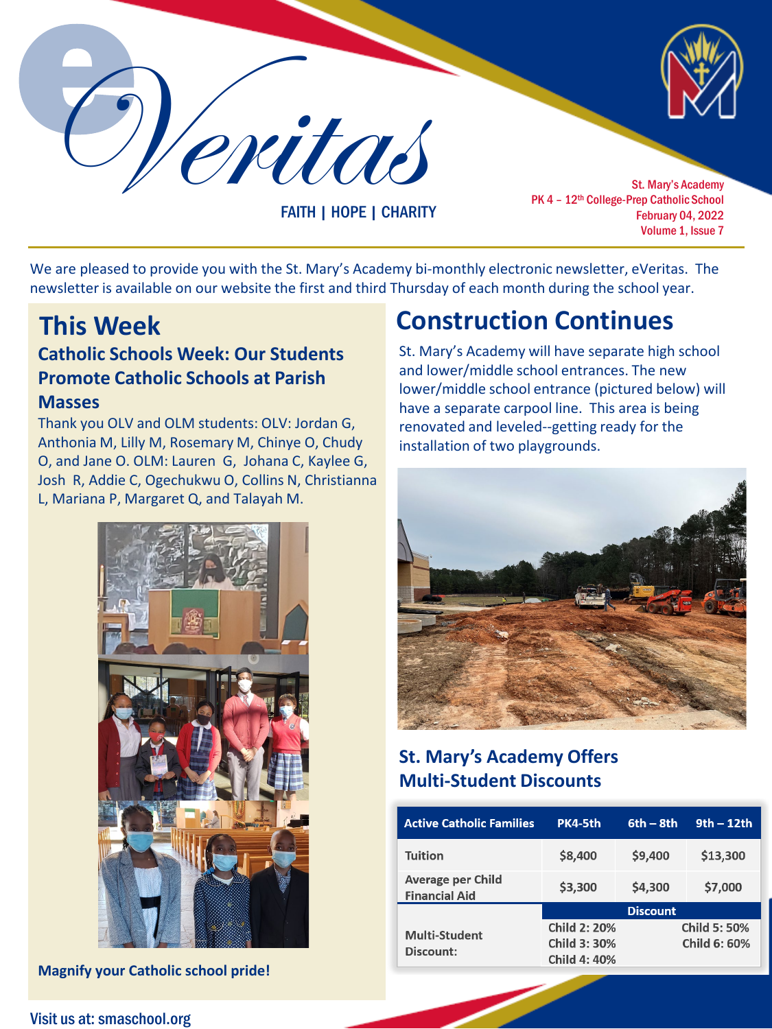# eVeritas

FAITH | HOPE | CHARITY

St. Mary's Academy
PK 4 – 12th College-Prep Catholic School
February 04, 2022
Volume 1, Issue 7

We are pleased to provide you with the St. Mary's Academy bi-monthly electronic newsletter, eVeritas. The newsletter is available on our website the first and third Thursday of each month during the school year.

## This Week

### Catholic Schools Week: Our Students Promote Catholic Schools at Parish Masses

Thank you OLV and OLM students: OLV: Jordan G, Anthonia M, Lilly M, Rosemary M, Chinye O, Chudy O, and Jane O. OLM: Lauren G, Johana C, Kaylee G, Josh R, Addie C, Ogechukwu O, Collins N, Christianna L, Mariana P, Margaret Q, and Talayah M.

**Magnify your Catholic school pride!**

## Construction Continues

St. Mary's Academy will have separate high school and lower/middle school entrances. The new lower/middle school entrance (pictured below) will have a separate carpool line. This area is being renovated and leveled--getting ready for the installation of two playgrounds.

### St. Mary's Academy Offers Multi-Student Discounts

| Active Catholic Families | PK4-5th | 6th – 8th | 9th – 12th |
| --- | --- | --- | --- |
| Tuition | $8,400 | $9,400 | $13,300 |
| Average per Child Financial Aid | $3,300 | $4,300 | $7,000 |
| | Discount | | |
| Multi-Student Discount: | Child 2: 20%<br>Child 3: 30%<br>Child 4: 40% | | Child 5: 50%<br>Child 6: 60% |

Visit us at: smaschool.org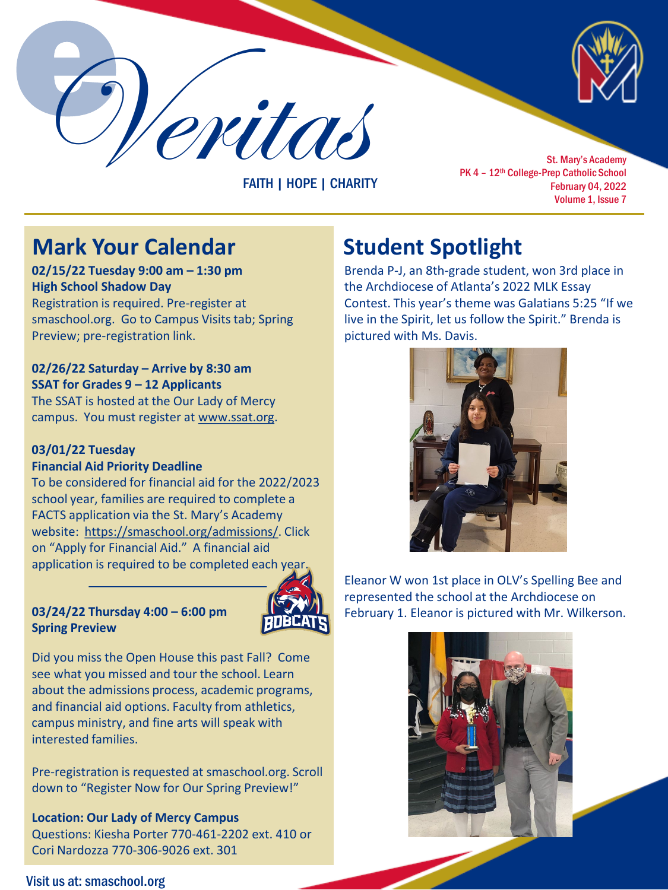# eVeritas

FAITH | HOPE | CHARITY

St. Mary's Academy
PK 4 – 12th College-Prep Catholic School
February 04, 2022
Volume 1, Issue 7

## Mark Your Calendar

**02/15/22 Tuesday 9:00 am – 1:30 pm**
**High School Shadow Day**
Registration is required. Pre-register at smaschool.org. Go to Campus Visits tab; Spring Preview; pre-registration link.

**02/26/22 Saturday – Arrive by 8:30 am**
**SSAT for Grades 9 – 12 Applicants**
The SSAT is hosted at the Our Lady of Mercy campus. You must register at www.ssat.org.

**03/01/22 Tuesday**
**Financial Aid Priority Deadline**
To be considered for financial aid for the 2022/2023 school year, families are required to complete a FACTS application via the St. Mary's Academy website: https://smaschool.org/admissions/. Click on "Apply for Financial Aid." A financial aid application is required to be completed each year.

**03/24/22 Thursday 4:00 – 6:00 pm**
**Spring Preview**

Did you miss the Open House this past Fall? Come see what you missed and tour the school. Learn about the admissions process, academic programs, and financial aid options. Faculty from athletics, campus ministry, and fine arts will speak with interested families.

Pre-registration is requested at smaschool.org. Scroll down to "Register Now for Our Spring Preview!"

**Location: Our Lady of Mercy Campus**
Questions: Kiesha Porter 770-461-2202 ext. 410 or Cori Nardozza 770-306-9026 ext. 301

## Student Spotlight

Brenda P-J, an 8th-grade student, won 3rd place in the Archdiocese of Atlanta's 2022 MLK Essay Contest. This year's theme was Galatians 5:25 "If we live in the Spirit, let us follow the Spirit." Brenda is pictured with Ms. Davis.

Eleanor W won 1st place in OLV's Spelling Bee and represented the school at the Archdiocese on February 1. Eleanor is pictured with Mr. Wilkerson.

Visit us at: smaschool.org